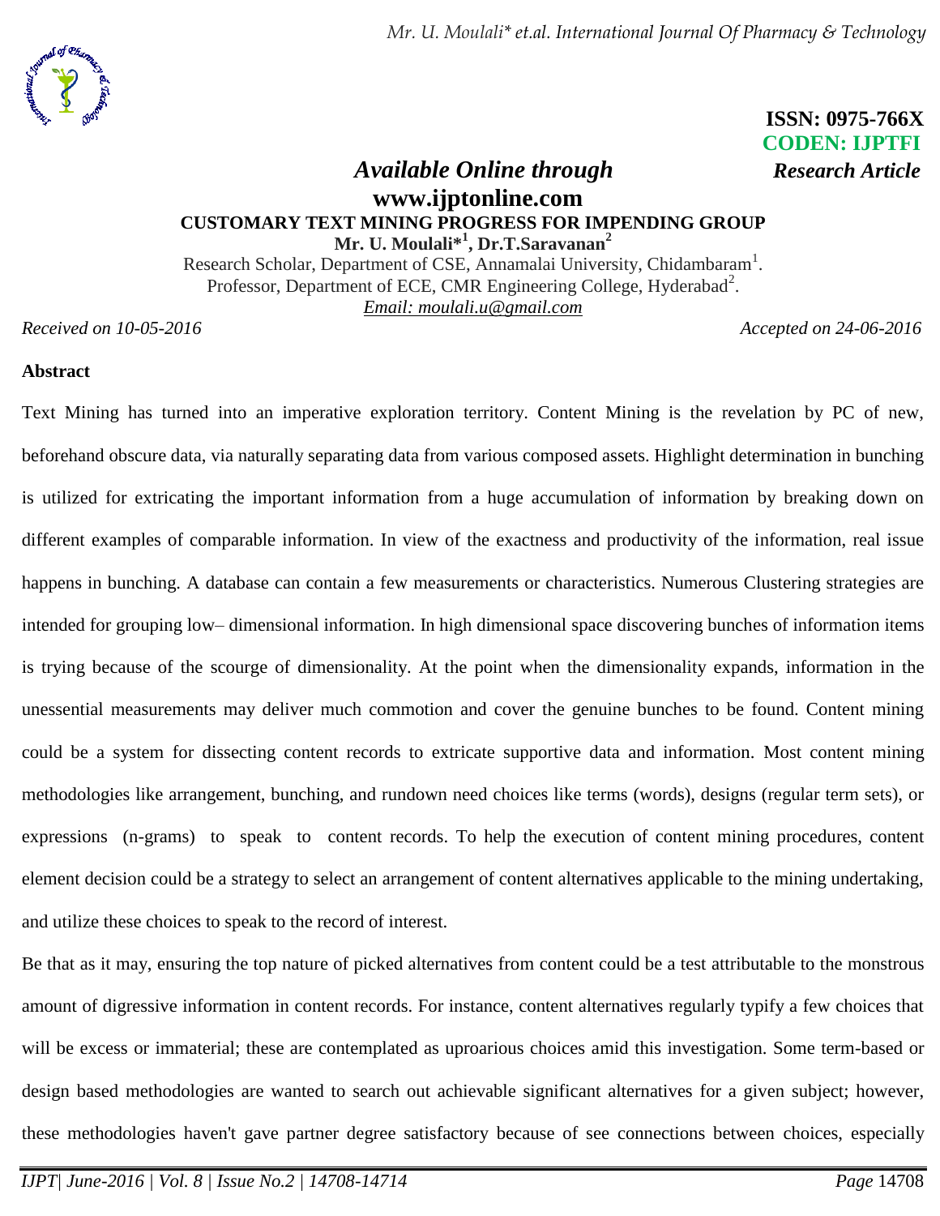ISSN: 0975-766X
CODEN: IJPTFI

*Available Online through* *Research Article*

**www.ijptonline.com**

# CUSTOMARY TEXT MINING PROGRESS FOR IMPENDING GROUP

**Mr. U. Moulali*[1], Dr.T.Saravanan[2]**

Research Scholar, Department of CSE, Annamalai University, Chidambaram[1].
Professor, Department of ECE, CMR Engineering College, Hyderabad[2].
*Email: moulali.u@gmail.com*

*Received on 10-05-2016* *Accepted on 24-06-2016*

## Abstract

Text Mining has turned into an imperative exploration territory. Content Mining is the revelation by PC of new, beforehand obscure data, via naturally separating data from various composed assets. Highlight determination in bunching is utilized for extricating the important information from a huge accumulation of information by breaking down on different examples of comparable information. In view of the exactness and productivity of the information, real issue happens in bunching. A database can contain a few measurements or characteristics. Numerous Clustering strategies are intended for grouping low– dimensional information. In high dimensional space discovering bunches of information items is trying because of the scourge of dimensionality. At the point when the dimensionality expands, information in the unessential measurements may deliver much commotion and cover the genuine bunches to be found. Content mining could be a system for dissecting content records to extricate supportive data and information. Most content mining methodologies like arrangement, bunching, and rundown need choices like terms (words), designs (regular term sets), or expressions (n-grams) to speak to content records. To help the execution of content mining procedures, content element decision could be a strategy to select an arrangement of content alternatives applicable to the mining undertaking, and utilize these choices to speak to the record of interest.

Be that as it may, ensuring the top nature of picked alternatives from content could be a test attributable to the monstrous amount of digressive information in content records. For instance, content alternatives regularly typify a few choices that will be excess or immaterial; these are contemplated as uproarious choices amid this investigation. Some term-based or design based methodologies are wanted to search out achievable significant alternatives for a given subject; however, these methodologies haven't gave partner degree satisfactory because of see connections between choices, especially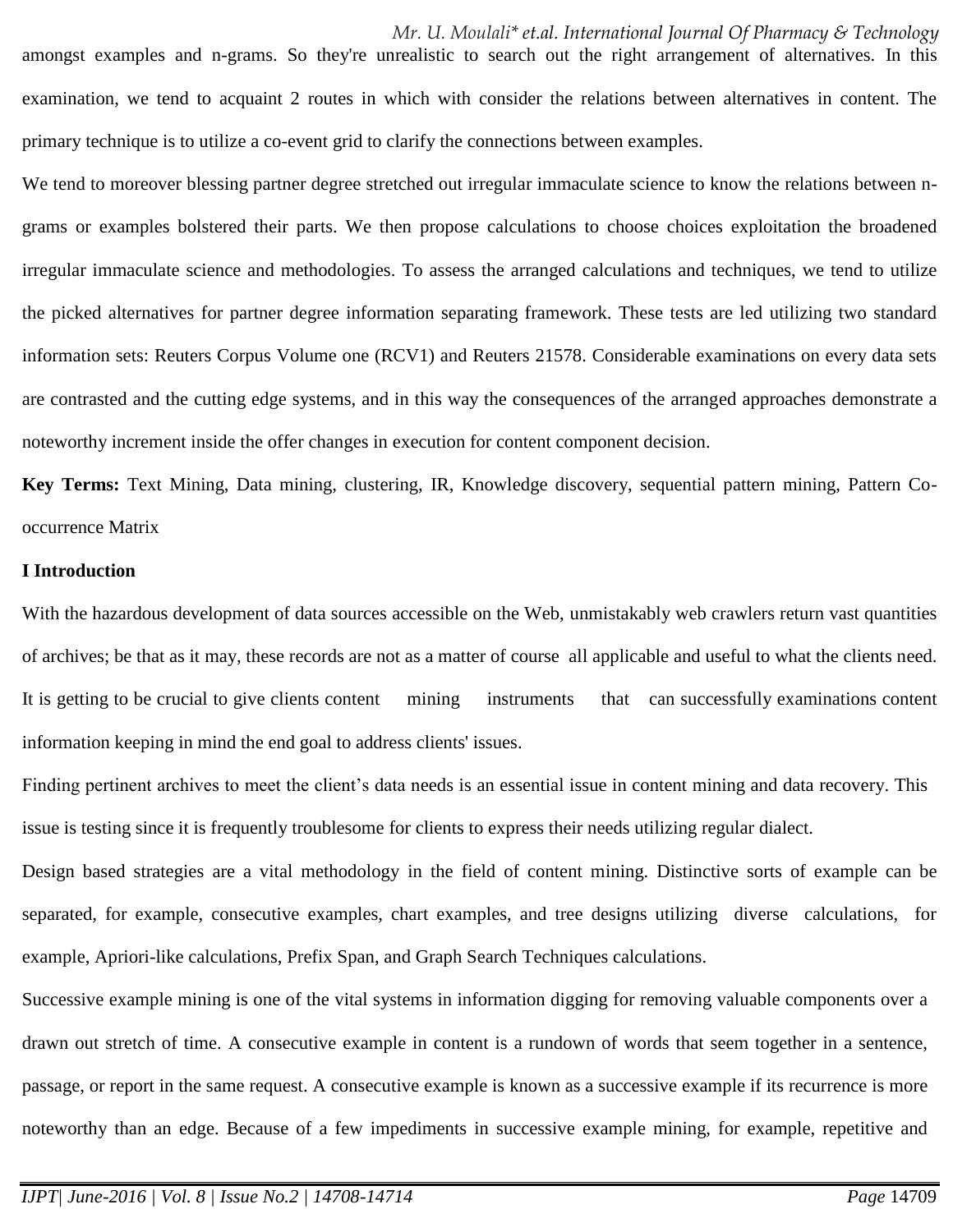amongst examples and n-grams. So they're unrealistic to search out the right arrangement of alternatives. In this examination, we tend to acquaint 2 routes in which with consider the relations between alternatives in content. The primary technique is to utilize a co-event grid to clarify the connections between examples.

We tend to moreover blessing partner degree stretched out irregular immaculate science to know the relations between n-grams or examples bolstered their parts. We then propose calculations to choose choices exploitation the broadened irregular immaculate science and methodologies. To assess the arranged calculations and techniques, we tend to utilize the picked alternatives for partner degree information separating framework. These tests are led utilizing two standard information sets: Reuters Corpus Volume one (RCV1) and Reuters 21578. Considerable examinations on every data sets are contrasted and the cutting edge systems, and in this way the consequences of the arranged approaches demonstrate a noteworthy increment inside the offer changes in execution for content component decision.

**Key Terms:** Text Mining, Data mining, clustering, IR, Knowledge discovery, sequential pattern mining, Pattern Co-occurrence Matrix

**I Introduction**

With the hazardous development of data sources accessible on the Web, unmistakably web crawlers return vast quantities of archives; be that as it may, these records are not as a matter of course all applicable and useful to what the clients need. It is getting to be crucial to give clients content mining instruments that can successfully examinations content information keeping in mind the end goal to address clients' issues.

Finding pertinent archives to meet the client's data needs is an essential issue in content mining and data recovery. This issue is testing since it is frequently troublesome for clients to express their needs utilizing regular dialect.

Design based strategies are a vital methodology in the field of content mining. Distinctive sorts of example can be separated, for example, consecutive examples, chart examples, and tree designs utilizing diverse calculations, for example, Apriori-like calculations, Prefix Span, and Graph Search Techniques calculations.

Successive example mining is one of the vital systems in information digging for removing valuable components over a drawn out stretch of time. A consecutive example in content is a rundown of words that seem together in a sentence, passage, or report in the same request. A consecutive example is known as a successive example if its recurrence is more noteworthy than an edge. Because of a few impediments in successive example mining, for example, repetitive and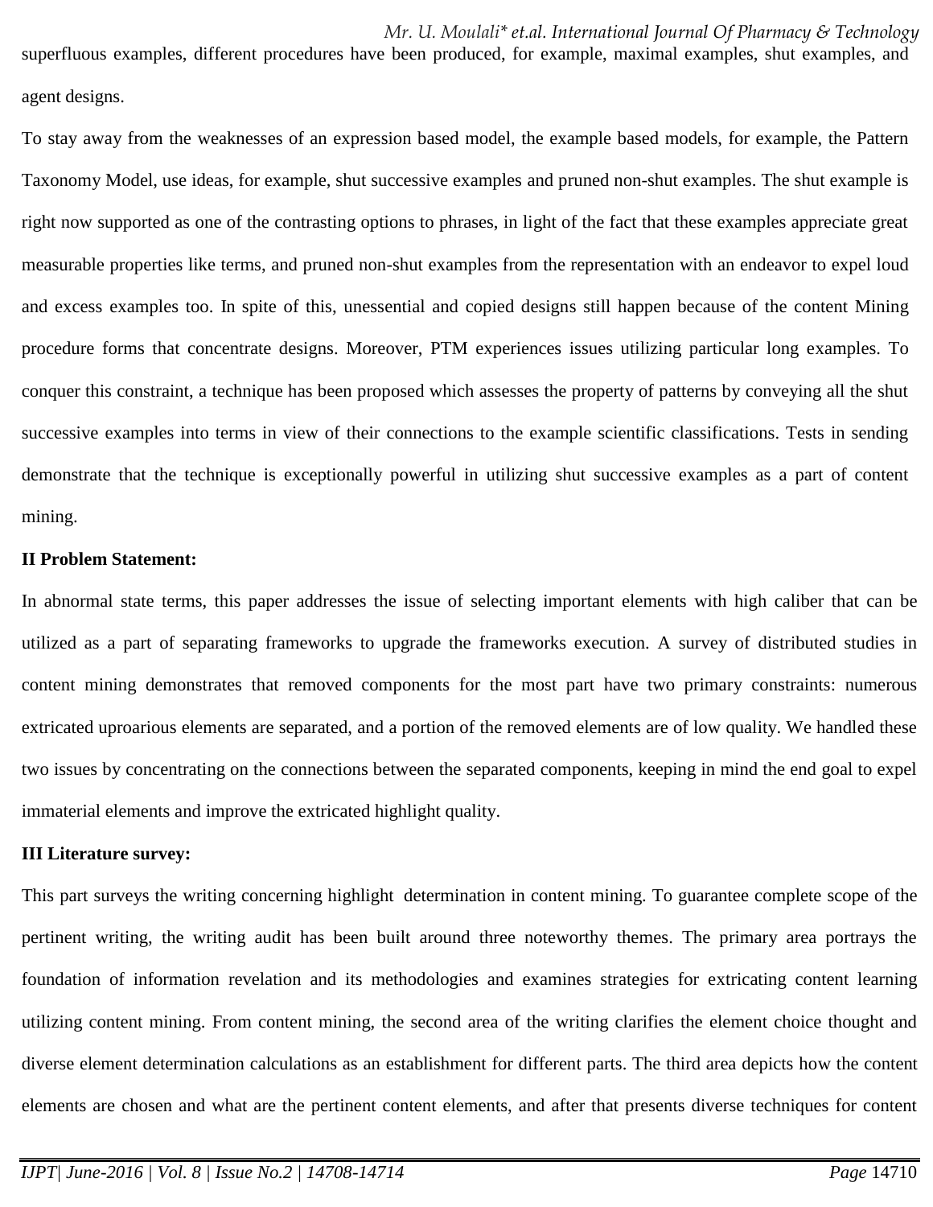superfluous examples, different procedures have been produced, for example, maximal examples, shut examples, and agent designs.

To stay away from the weaknesses of an expression based model, the example based models, for example, the Pattern Taxonomy Model, use ideas, for example, shut successive examples and pruned non-shut examples. The shut example is right now supported as one of the contrasting options to phrases, in light of the fact that these examples appreciate great measurable properties like terms, and pruned non-shut examples from the representation with an endeavor to expel loud and excess examples too. In spite of this, unessential and copied designs still happen because of the content Mining procedure forms that concentrate designs. Moreover, PTM experiences issues utilizing particular long examples. To conquer this constraint, a technique has been proposed which assesses the property of patterns by conveying all the shut successive examples into terms in view of their connections to the example scientific classifications. Tests in sending demonstrate that the technique is exceptionally powerful in utilizing shut successive examples as a part of content mining.

**II Problem Statement:**

In abnormal state terms, this paper addresses the issue of selecting important elements with high caliber that can be utilized as a part of separating frameworks to upgrade the frameworks execution. A survey of distributed studies in content mining demonstrates that removed components for the most part have two primary constraints: numerous extricated uproarious elements are separated, and a portion of the removed elements are of low quality. We handled these two issues by concentrating on the connections between the separated components, keeping in mind the end goal to expel immaterial elements and improve the extricated highlight quality.

**III Literature survey:**

This part surveys the writing concerning highlight determination in content mining. To guarantee complete scope of the pertinent writing, the writing audit has been built around three noteworthy themes. The primary area portrays the foundation of information revelation and its methodologies and examines strategies for extricating content learning utilizing content mining. From content mining, the second area of the writing clarifies the element choice thought and diverse element determination calculations as an establishment for different parts. The third area depicts how the content elements are chosen and what are the pertinent content elements, and after that presents diverse techniques for content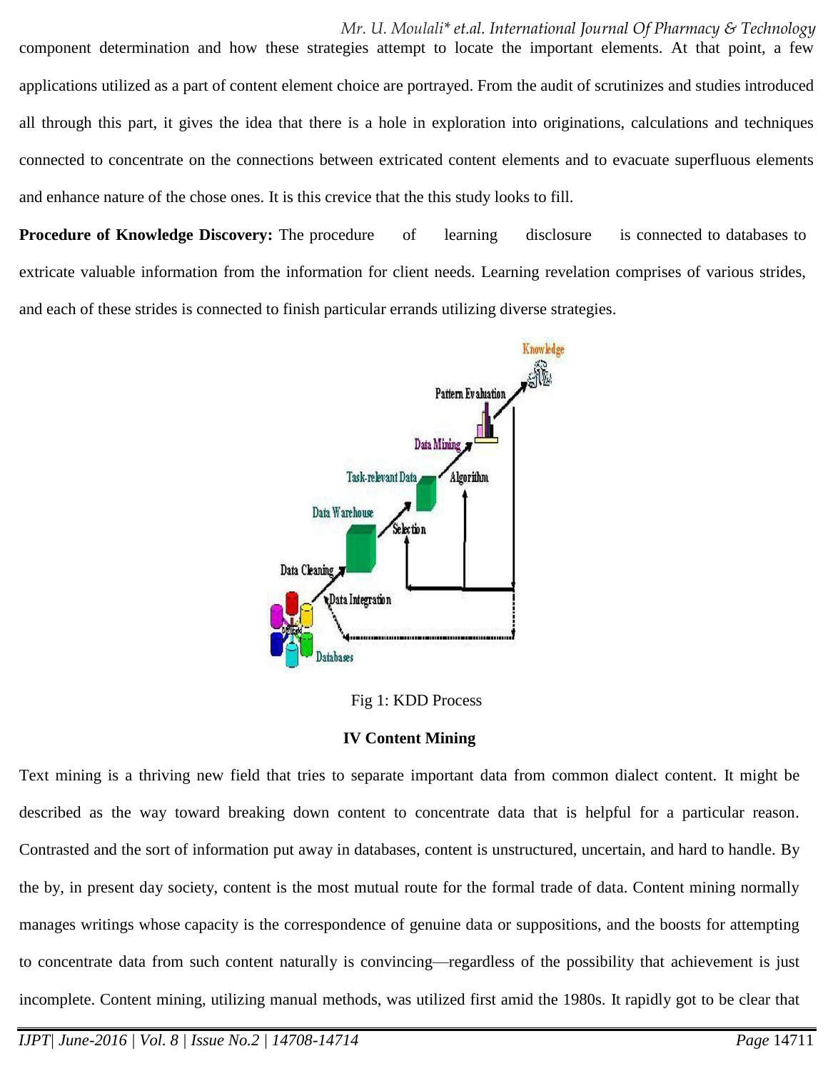component determination and how these strategies attempt to locate the important elements. At that point, a few applications utilized as a part of content element choice are portrayed. From the audit of scrutinizes and studies introduced all through this part, it gives the idea that there is a hole in exploration into originations, calculations and techniques connected to concentrate on the connections between extricated content elements and to evacuate superfluous elements and enhance nature of the chose ones. It is this crevice that the this study looks to fill.

**Procedure of Knowledge Discovery:** The procedure of learning disclosure is connected to databases to extricate valuable information from the information for client needs. Learning revelation comprises of various strides, and each of these strides is connected to finish particular errands utilizing diverse strategies.

Fig 1: KDD Process

## IV Content Mining

Text mining is a thriving new field that tries to separate important data from common dialect content. It might be described as the way toward breaking down content to concentrate data that is helpful for a particular reason. Contrasted and the sort of information put away in databases, content is unstructured, uncertain, and hard to handle. By the by, in present day society, content is the most mutual route for the formal trade of data. Content mining normally manages writings whose capacity is the correspondence of genuine data or suppositions, and the boosts for attempting to concentrate data from such content naturally is convincing—regardless of the possibility that achievement is just incomplete. Content mining, utilizing manual methods, was utilized first amid the 1980s. It rapidly got to be clear that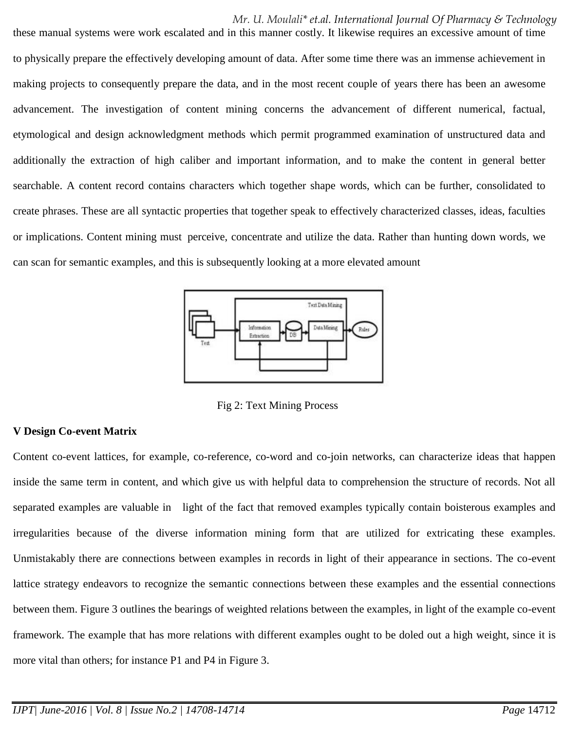these manual systems were work escalated and in this manner costly. It likewise requires an excessive amount of time to physically prepare the effectively developing amount of data. After some time there was an immense achievement in making projects to consequently prepare the data, and in the most recent couple of years there has been an awesome advancement. The investigation of content mining concerns the advancement of different numerical, factual, etymological and design acknowledgment methods which permit programmed examination of unstructured data and additionally the extraction of high caliber and important information, and to make the content in general better searchable. A content record contains characters which together shape words, which can be further, consolidated to create phrases. These are all syntactic properties that together speak to effectively characterized classes, ideas, faculties or implications. Content mining must perceive, concentrate and utilize the data. Rather than hunting down words, we can scan for semantic examples, and this is subsequently looking at a more elevated amount

Fig 2: Text Mining Process

**V Design Co-event Matrix**

Content co-event lattices, for example, co-reference, co-word and co-join networks, can characterize ideas that happen inside the same term in content, and which give us with helpful data to comprehension the structure of records. Not all separated examples are valuable in light of the fact that removed examples typically contain boisterous examples and irregularities because of the diverse information mining form that are utilized for extricating these examples. Unmistakably there are connections between examples in records in light of their appearance in sections. The co-event lattice strategy endeavors to recognize the semantic connections between these examples and the essential connections between them. Figure 3 outlines the bearings of weighted relations between the examples, in light of the example co-event framework. The example that has more relations with different examples ought to be doled out a high weight, since it is more vital than others; for instance P1 and P4 in Figure 3.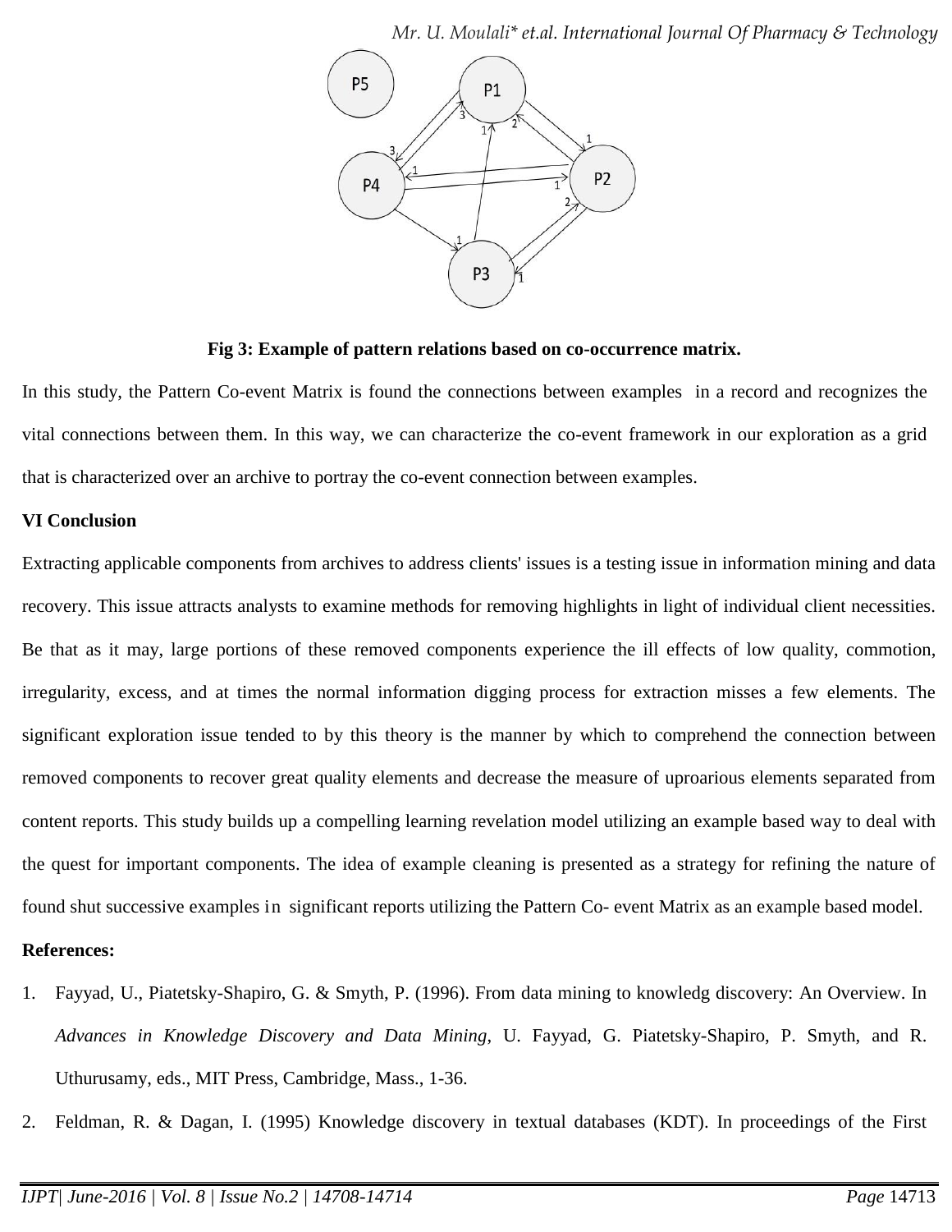Fig 3: Example of pattern relations based on co-occurrence matrix.

In this study, the Pattern Co-event Matrix is found the connections between examples in a record and recognizes the vital connections between them. In this way, we can characterize the co-event framework in our exploration as a grid that is characterized over an archive to portray the co-event connection between examples.

## VI Conclusion

Extracting applicable components from archives to address clients' issues is a testing issue in information mining and data recovery. This issue attracts analysts to examine methods for removing highlights in light of individual client necessities. Be that as it may, large portions of these removed components experience the ill effects of low quality, commotion, irregularity, excess, and at times the normal information digging process for extraction misses a few elements. The significant exploration issue tended to by this theory is the manner by which to comprehend the connection between removed components to recover great quality elements and decrease the measure of uproarious elements separated from content reports. This study builds up a compelling learning revelation model utilizing an example based way to deal with the quest for important components. The idea of example cleaning is presented as a strategy for refining the nature of found shut successive examples in significant reports utilizing the Pattern Co- event Matrix as an example based model.

**References:**

1. Fayyad, U., Piatetsky-Shapiro, G. & Smyth, P. (1996). From data mining to knowledg discovery: An Overview. In *Advances in Knowledge Discovery and Data Mining*, U. Fayyad, G. Piatetsky-Shapiro, P. Smyth, and R. Uthurusamy, eds., MIT Press, Cambridge, Mass., 1-36.
2. Feldman, R. & Dagan, I. (1995) Knowledge discovery in textual databases (KDT). In proceedings of the First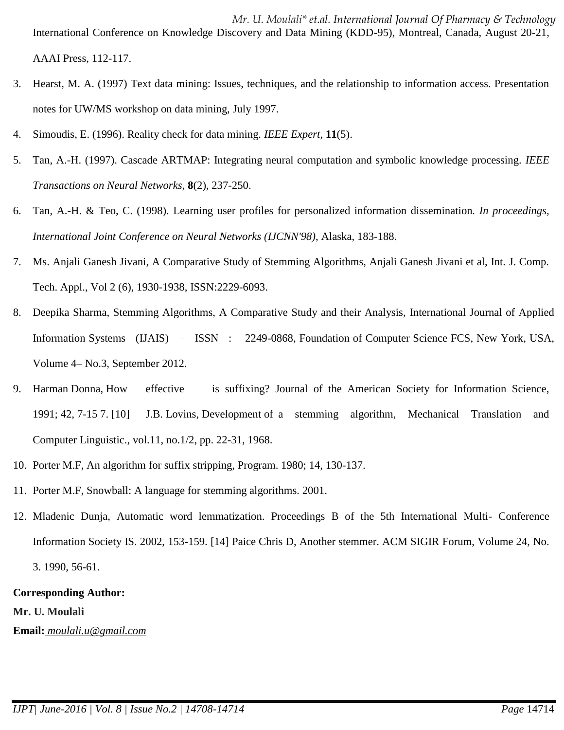International Conference on Knowledge Discovery and Data Mining (KDD-95), Montreal, Canada, August 20-21, AAAI Press, 112-117.

3. Hearst, M. A. (1997) Text data mining: Issues, techniques, and the relationship to information access. Presentation notes for UW/MS workshop on data mining, July 1997.
4. Simoudis, E. (1996). Reality check for data mining. *IEEE Expert*, **11**(5).
5. Tan, A.-H. (1997). Cascade ARTMAP: Integrating neural computation and symbolic knowledge processing. *IEEE Transactions on Neural Networks*, **8**(2), 237-250.
6. Tan, A.-H. & Teo, C. (1998). Learning user profiles for personalized information dissemination. *In proceedings, International Joint Conference on Neural Networks (IJCNN'98)*, Alaska, 183-188.
7. Ms. Anjali Ganesh Jivani, A Comparative Study of Stemming Algorithms, Anjali Ganesh Jivani et al, Int. J. Comp. Tech. Appl., Vol 2 (6), 1930-1938, ISSN:2229-6093.
8. Deepika Sharma, Stemming Algorithms, A Comparative Study and their Analysis, International Journal of Applied Information Systems (IJAIS) – ISSN : 2249-0868, Foundation of Computer Science FCS, New York, USA, Volume 4– No.3, September 2012.
9. Harman Donna, How effective is suffixing? Journal of the American Society for Information Science, 1991; 42, 7-15 7. [10] J.B. Lovins, Development of a stemming algorithm, Mechanical Translation and Computer Linguistic., vol.11, no.1/2, pp. 22-31, 1968.
10. Porter M.F, An algorithm for suffix stripping, Program. 1980; 14, 130-137.
11. Porter M.F, Snowball: A language for stemming algorithms. 2001.
12. Mladenic Dunja, Automatic word lemmatization. Proceedings B of the 5th International Multi- Conference Information Society IS. 2002, 153-159. [14] Paice Chris D, Another stemmer. ACM SIGIR Forum, Volume 24, No. 3. 1990, 56-61.

**Corresponding Author:**

**Mr. U. Moulali**

**Email:** *moulali.u@gmail.com*